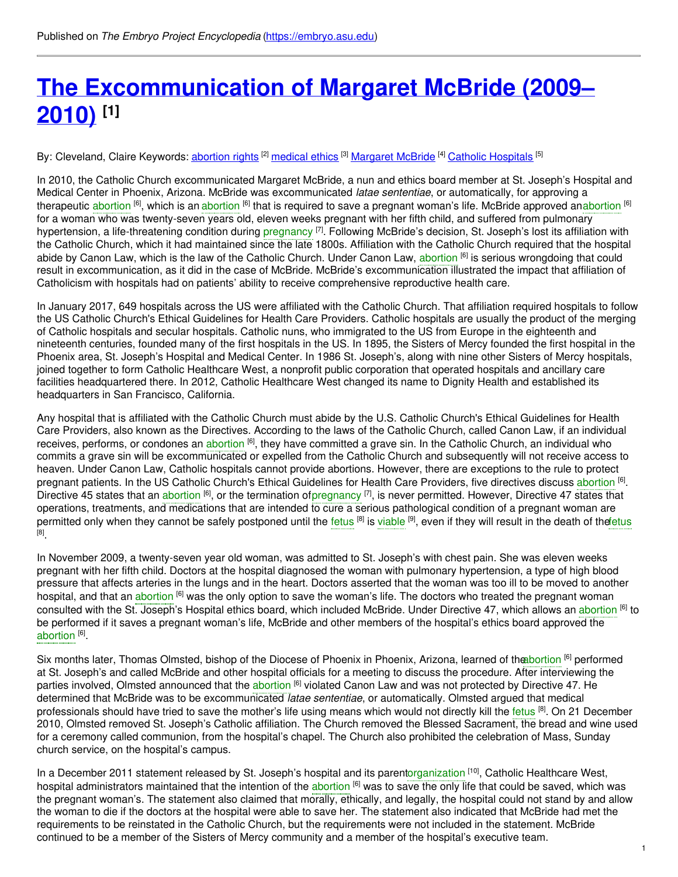Published on *The Embryo Project Encyclopedia* (https://embryo.asu.edu)

# The Excommunication of Margaret McBride (2009–2010) [1]

By: Cleveland, Claire Keywords: abortion rights [2] medical ethics [3] Margaret McBride [4] Catholic Hospitals [5]

In 2010, the Catholic Church excommunicated Margaret McBride, a nun and ethics board member at St. Joseph's Hospital and Medical Center in Phoenix, Arizona. McBride was excommunicated *latae sententiae*, or automatically, for approving a therapeutic abortion [6], which is an abortion [6] that is required to save a pregnant woman's life. McBride approved an abortion [6] for a woman who was twenty-seven years old, eleven weeks pregnant with her fifth child, and suffered from pulmonary hypertension, a life-threatening condition during pregnancy [7]. Following McBride's decision, St. Joseph's lost its affiliation with the Catholic Church, which it had maintained since the late 1800s. Affiliation with the Catholic Church required that the hospital abide by Canon Law, which is the law of the Catholic Church. Under Canon Law, abortion [6] is serious wrongdoing that could result in excommunication, as it did in the case of McBride. McBride's excommunication illustrated the impact that affiliation of Catholicism with hospitals had on patients' ability to receive comprehensive reproductive health care.

In January 2017, 649 hospitals across the US were affiliated with the Catholic Church. That affiliation required hospitals to follow the US Catholic Church's Ethical Guidelines for Health Care Providers. Catholic hospitals are usually the product of the merging of Catholic hospitals and secular hospitals. Catholic nuns, who immigrated to the US from Europe in the eighteenth and nineteenth centuries, founded many of the first hospitals in the US. In 1895, the Sisters of Mercy founded the first hospital in the Phoenix area, St. Joseph's Hospital and Medical Center. In 1986 St. Joseph's, along with nine other Sisters of Mercy hospitals, joined together to form Catholic Healthcare West, a nonprofit public corporation that operated hospitals and ancillary care facilities headquartered there. In 2012, Catholic Healthcare West changed its name to Dignity Health and established its headquarters in San Francisco, California.

Any hospital that is affiliated with the Catholic Church must abide by the U.S. Catholic Church's Ethical Guidelines for Health Care Providers, also known as the Directives. According to the laws of the Catholic Church, called Canon Law, if an individual receives, performs, or condones an abortion [6], they have committed a grave sin. In the Catholic Church, an individual who commits a grave sin will be excommunicated or expelled from the Catholic Church and subsequently will not receive access to heaven. Under Canon Law, Catholic hospitals cannot provide abortions. However, there are exceptions to the rule to protect pregnant patients. In the US Catholic Church's Ethical Guidelines for Health Care Providers, five directives discuss abortion [6]. Directive 45 states that an abortion [6], or the termination of pregnancy [7], is never permitted. However, Directive 47 states that operations, treatments, and medications that are intended to cure a serious pathological condition of a pregnant woman are permitted only when they cannot be safely postponed until the fetus [8] is viable [9], even if they will result in the death of the fetus [8].

In November 2009, a twenty-seven year old woman, was admitted to St. Joseph's with chest pain. She was eleven weeks pregnant with her fifth child. Doctors at the hospital diagnosed the woman with pulmonary hypertension, a type of high blood pressure that affects arteries in the lungs and in the heart. Doctors asserted that the woman was too ill to be moved to another hospital, and that an abortion [6] was the only option to save the woman's life. The doctors who treated the pregnant woman consulted with the St. Joseph's Hospital ethics board, which included McBride. Under Directive 47, which allows an abortion [6] to be performed if it saves a pregnant woman's life, McBride and other members of the hospital's ethics board approved the abortion [6].

Six months later, Thomas Olmsted, bishop of the Diocese of Phoenix in Phoenix, Arizona, learned of the abortion [6] performed at St. Joseph's and called McBride and other hospital officials for a meeting to discuss the procedure. After interviewing the parties involved, Olmsted announced that the abortion [6] violated Canon Law and was not protected by Directive 47. He determined that McBride was to be excommunicated *latae sententiae*, or automatically. Olmsted argued that medical professionals should have tried to save the mother's life using means which would not directly kill the fetus [8]. On 21 December 2010, Olmsted removed St. Joseph's Catholic affiliation. The Church removed the Blessed Sacrament, the bread and wine used for a ceremony called communion, from the hospital's chapel. The Church also prohibited the celebration of Mass, Sunday church service, on the hospital's campus.

In a December 2011 statement released by St. Joseph's hospital and its parent organization [10], Catholic Healthcare West, hospital administrators maintained that the intention of the abortion [6] was to save the only life that could be saved, which was the pregnant woman's. The statement also claimed that morally, ethically, and legally, the hospital could not stand by and allow the woman to die if the doctors at the hospital were able to save her. The statement also indicated that McBride had met the requirements to be reinstated in the Catholic Church, but the requirements were not included in the statement. McBride continued to be a member of the Sisters of Mercy community and a member of the hospital's executive team.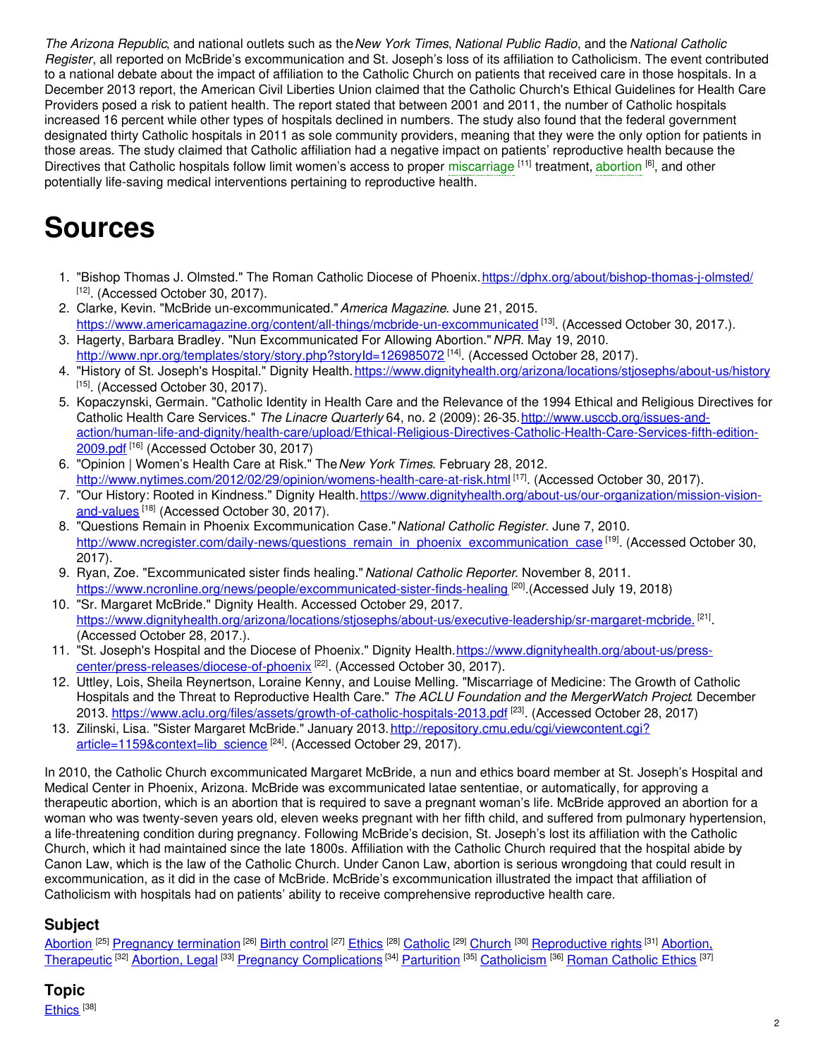*The Arizona Republic*, and national outlets such as the *New York Times*, *National Public Radio*, and the *National Catholic Register*, all reported on McBride's excommunication and St. Joseph's loss of its affiliation to Catholicism. The event contributed to a national debate about the impact of affiliation to the Catholic Church on patients that received care in those hospitals. In a December 2013 report, the American Civil Liberties Union claimed that the Catholic Church's Ethical Guidelines for Health Care Providers posed a risk to patient health. The report stated that between 2001 and 2011, the number of Catholic hospitals increased 16 percent while other types of hospitals declined in numbers. The study also found that the federal government designated thirty Catholic hospitals in 2011 as sole community providers, meaning that they were the only option for patients in those areas. The study claimed that Catholic affiliation had a negative impact on patients' reproductive health because the Directives that Catholic hospitals follow limit women's access to proper miscarriage [11] treatment, abortion [6], and other potentially life-saving medical interventions pertaining to reproductive health.

# Sources

1. "Bishop Thomas J. Olmsted." The Roman Catholic Diocese of Phoenix. https://dphx.org/about/bishop-thomas-j-olmsted/ [12]. (Accessed October 30, 2017).
2. Clarke, Kevin. "McBride un-excommunicated." *America Magazine*. June 21, 2015. https://www.americamagazine.org/content/all-things/mcbride-un-excommunicated [13]. (Accessed October 30, 2017.).
3. Hagerty, Barbara Bradley. "Nun Excommunicated For Allowing Abortion." *NPR*. May 19, 2010. http://www.npr.org/templates/story/story.php?storyId=126985072 [14]. (Accessed October 28, 2017).
4. "History of St. Joseph's Hospital." Dignity Health. https://www.dignityhealth.org/arizona/locations/stjosephs/about-us/history [15]. (Accessed October 30, 2017).
5. Kopaczynski, Germain. "Catholic Identity in Health Care and the Relevance of the 1994 Ethical and Religious Directives for Catholic Health Care Services." *The Linacre Quarterly* 64, no. 2 (2009): 26-35. http://www.usccb.org/issues-and-action/human-life-and-dignity/health-care/upload/Ethical-Religious-Directives-Catholic-Health-Care-Services-fifth-edition-2009.pdf [16] (Accessed October 30, 2017)
6. "Opinion | Women's Health Care at Risk." The *New York Times*. February 28, 2012. http://www.nytimes.com/2012/02/29/opinion/womens-health-care-at-risk.html [17]. (Accessed October 30, 2017).
7. "Our History: Rooted in Kindness." Dignity Health. https://www.dignityhealth.org/about-us/our-organization/mission-vision-and-values [18] (Accessed October 30, 2017).
8. "Questions Remain in Phoenix Excommunication Case." *National Catholic Register*. June 7, 2010. http://www.ncregister.com/daily-news/questions_remain_in_phoenix_excommunication_case [19]. (Accessed October 30, 2017).
9. Ryan, Zoe. "Excommunicated sister finds healing." *National Catholic Reporter*. November 8, 2011. https://www.ncronline.org/news/people/excommunicated-sister-finds-healing [20].(Accessed July 19, 2018)
10. "Sr. Margaret McBride." Dignity Health. Accessed October 29, 2017. https://www.dignityhealth.org/arizona/locations/stjosephs/about-us/executive-leadership/sr-margaret-mcbride. [21]. (Accessed October 28, 2017.).
11. "St. Joseph's Hospital and the Diocese of Phoenix." Dignity Health. https://www.dignityhealth.org/about-us/press-center/press-releases/diocese-of-phoenix [22]. (Accessed October 30, 2017).
12. Uttley, Lois, Sheila Reynertson, Loraine Kenny, and Louise Melling. "Miscarriage of Medicine: The Growth of Catholic Hospitals and the Threat to Reproductive Health Care." *The ACLU Foundation and the MergerWatch Project*. December 2013. https://www.aclu.org/files/assets/growth-of-catholic-hospitals-2013.pdf [23]. (Accessed October 28, 2017)
13. Zilinski, Lisa. "Sister Margaret McBride." January 2013. http://repository.cmu.edu/cgi/viewcontent.cgi?article=1159&context=lib_science [24]. (Accessed October 29, 2017).

In 2010, the Catholic Church excommunicated Margaret McBride, a nun and ethics board member at St. Joseph's Hospital and Medical Center in Phoenix, Arizona. McBride was excommunicated latae sententiae, or automatically, for approving a therapeutic abortion, which is an abortion that is required to save a pregnant woman's life. McBride approved an abortion for a woman who was twenty-seven years old, eleven weeks pregnant with her fifth child, and suffered from pulmonary hypertension, a life-threatening condition during pregnancy. Following McBride's decision, St. Joseph's lost its affiliation with the Catholic Church, which it had maintained since the late 1800s. Affiliation with the Catholic Church required that the hospital abide by Canon Law, which is the law of the Catholic Church. Under Canon Law, abortion is serious wrongdoing that could result in excommunication, as it did in the case of McBride. McBride's excommunication illustrated the impact that affiliation of Catholicism with hospitals had on patients' ability to receive comprehensive reproductive health care.

## Subject

Abortion [25] Pregnancy termination [26] Birth control [27] Ethics [28] Catholic [29] Church [30] Reproductive rights [31] Abortion, Therapeutic [32] Abortion, Legal [33] Pregnancy Complications [34] Parturition [35] Catholicism [36] Roman Catholic Ethics [37]

## Topic

Ethics [38]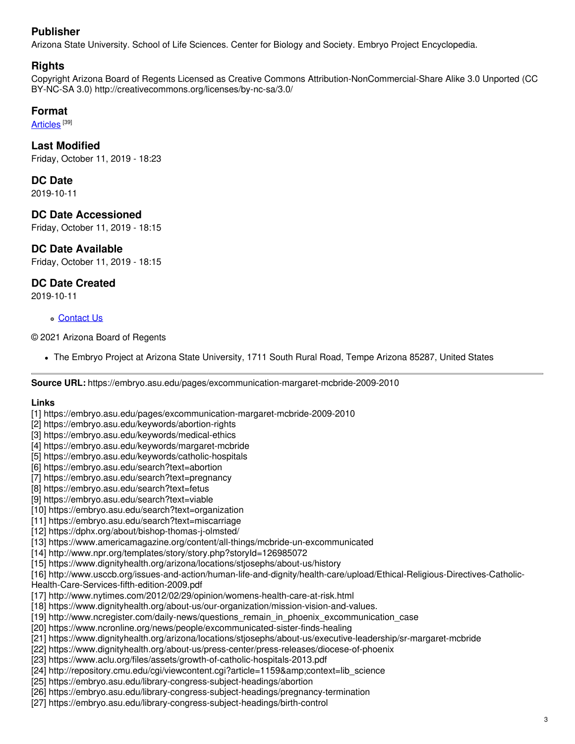## Publisher

Arizona State University. School of Life Sciences. Center for Biology and Society. Embryo Project Encyclopedia.

## Rights

Copyright Arizona Board of Regents Licensed as Creative Commons Attribution-NonCommercial-Share Alike 3.0 Unported (CC BY-NC-SA 3.0) http://creativecommons.org/licenses/by-nc-sa/3.0/

## Format

Articles [39]

## Last Modified

Friday, October 11, 2019 - 18:23

## DC Date

2019-10-11

## DC Date Accessioned

Friday, October 11, 2019 - 18:15

## DC Date Available

Friday, October 11, 2019 - 18:15

## DC Date Created

2019-10-11

- Contact Us

© 2021 Arizona Board of Regents

- The Embryo Project at Arizona State University, 1711 South Rural Road, Tempe Arizona 85287, United States

---

**Source URL:** https://embryo.asu.edu/pages/excommunication-margaret-mcbride-2009-2010

**Links**

[1] https://embryo.asu.edu/pages/excommunication-margaret-mcbride-2009-2010
[2] https://embryo.asu.edu/keywords/abortion-rights
[3] https://embryo.asu.edu/keywords/medical-ethics
[4] https://embryo.asu.edu/keywords/margaret-mcbride
[5] https://embryo.asu.edu/keywords/catholic-hospitals
[6] https://embryo.asu.edu/search?text=abortion
[7] https://embryo.asu.edu/search?text=pregnancy
[8] https://embryo.asu.edu/search?text=fetus
[9] https://embryo.asu.edu/search?text=viable
[10] https://embryo.asu.edu/search?text=organization
[11] https://embryo.asu.edu/search?text=miscarriage
[12] https://dphx.org/about/bishop-thomas-j-olmsted/
[13] https://www.americamagazine.org/content/all-things/mcbride-un-excommunicated
[14] http://www.npr.org/templates/story/story.php?storyId=126985072
[15] https://www.dignityhealth.org/arizona/locations/stjosephs/about-us/history
[16] http://www.usccb.org/issues-and-action/human-life-and-dignity/health-care/upload/Ethical-Religious-Directives-Catholic-Health-Care-Services-fifth-edition-2009.pdf
[17] http://www.nytimes.com/2012/02/29/opinion/womens-health-care-at-risk.html
[18] https://www.dignityhealth.org/about-us/our-organization/mission-vision-and-values.
[19] http://www.ncregister.com/daily-news/questions_remain_in_phoenix_excommunication_case
[20] https://www.ncronline.org/news/people/excommunicated-sister-finds-healing
[21] https://www.dignityhealth.org/arizona/locations/stjosephs/about-us/executive-leadership/sr-margaret-mcbride
[22] https://www.dignityhealth.org/about-us/press-center/press-releases/diocese-of-phoenix
[23] https://www.aclu.org/files/assets/growth-of-catholic-hospitals-2013.pdf
[24] http://repository.cmu.edu/cgi/viewcontent.cgi?article=1159&amp;context=lib_science
[25] https://embryo.asu.edu/library-congress-subject-headings/abortion
[26] https://embryo.asu.edu/library-congress-subject-headings/pregnancy-termination
[27] https://embryo.asu.edu/library-congress-subject-headings/birth-control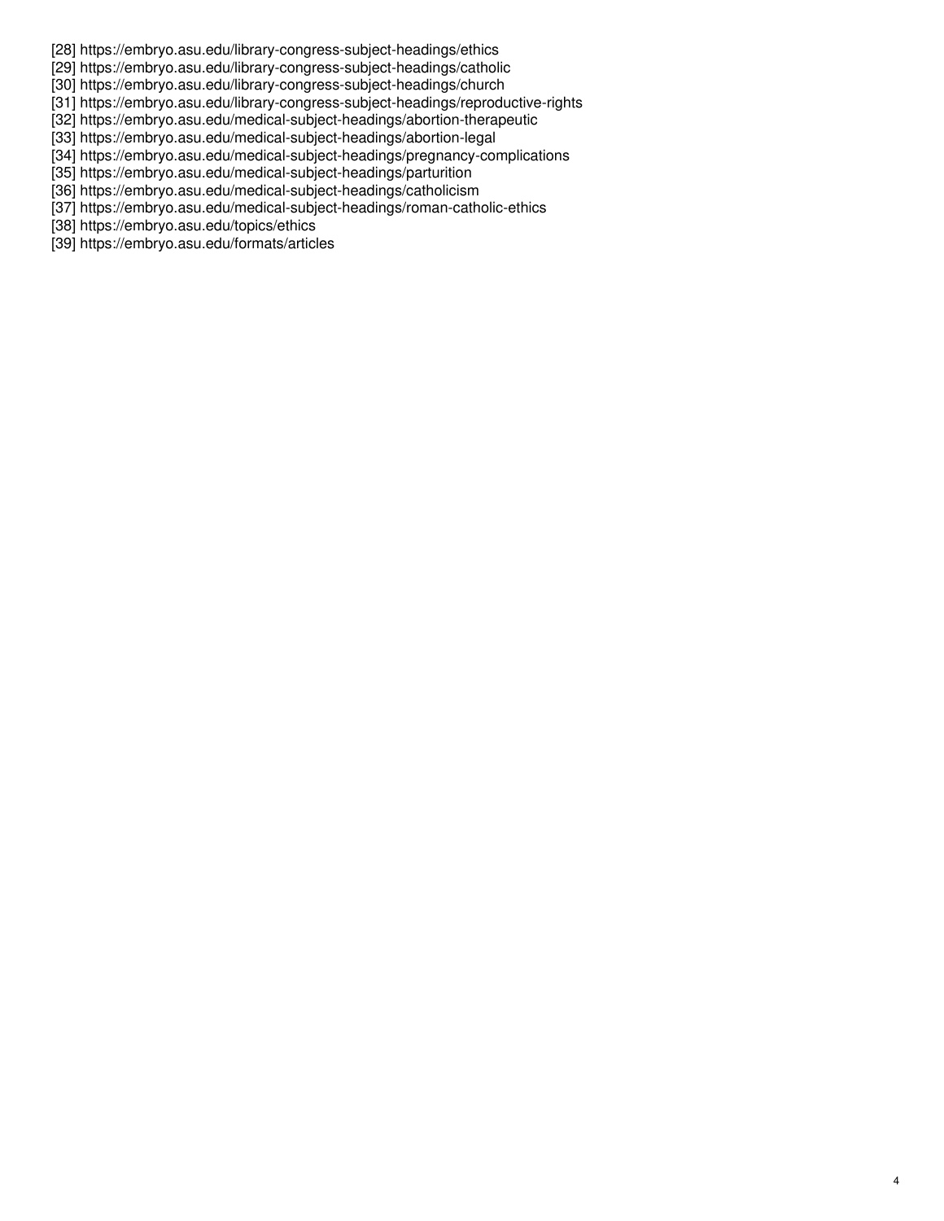[28] https://embryo.asu.edu/library-congress-subject-headings/ethics
[29] https://embryo.asu.edu/library-congress-subject-headings/catholic
[30] https://embryo.asu.edu/library-congress-subject-headings/church
[31] https://embryo.asu.edu/library-congress-subject-headings/reproductive-rights
[32] https://embryo.asu.edu/medical-subject-headings/abortion-therapeutic
[33] https://embryo.asu.edu/medical-subject-headings/abortion-legal
[34] https://embryo.asu.edu/medical-subject-headings/pregnancy-complications
[35] https://embryo.asu.edu/medical-subject-headings/parturition
[36] https://embryo.asu.edu/medical-subject-headings/catholicism
[37] https://embryo.asu.edu/medical-subject-headings/roman-catholic-ethics
[38] https://embryo.asu.edu/topics/ethics
[39] https://embryo.asu.edu/formats/articles